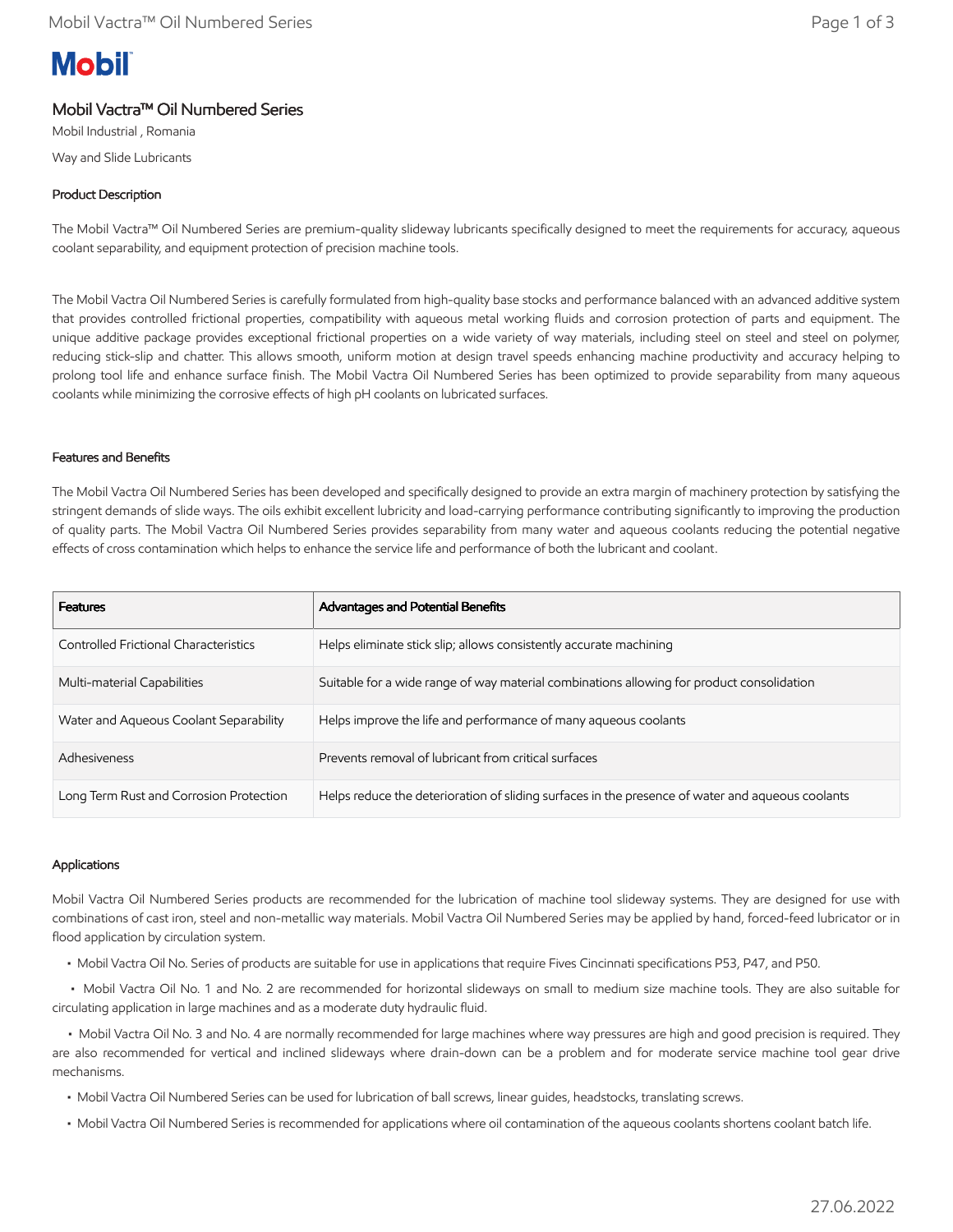# Mobil Vactra™ Oil Numbered Series

Mobil Industrial , Romania

Way and Slide Lubricants

## Product Description

The Mobil Vactra™ Oil Numbered Series are premium-quality slideway lubricants specifically designed to meet the requirements for accuracy, aqueous coolant separability, and equipment protection of precision machine tools.

The Mobil Vactra Oil Numbered Series is carefully formulated from high-quality base stocks and performance balanced with an advanced additive system that provides controlled frictional properties, compatibility with aqueous metal working fluids and corrosion protection of parts and equipment. The unique additive package provides exceptional frictional properties on a wide variety of way materials, including steel on steel and steel on polymer, reducing stick-slip and chatter. This allows smooth, uniform motion at design travel speeds enhancing machine productivity and accuracy helping to prolong tool life and enhance surface finish. The Mobil Vactra Oil Numbered Series has been optimized to provide separability from many aqueous coolants while minimizing the corrosive effects of high pH coolants on lubricated surfaces.

## Features and Benefits

The Mobil Vactra Oil Numbered Series has been developed and specifically designed to provide an extra margin of machinery protection by satisfying the stringent demands of slide ways. The oils exhibit excellent lubricity and load-carrying performance contributing significantly to improving the production of quality parts. The Mobil Vactra Oil Numbered Series provides separability from many water and aqueous coolants reducing the potential negative effects of cross contamination which helps to enhance the service life and performance of both the lubricant and coolant.

| Features | Advantages and Potential Benefits |
| --- | --- |
| Controlled Frictional Characteristics | Helps eliminate stick slip; allows consistently accurate machining |
| Multi-material Capabilities | Suitable for a wide range of way material combinations allowing for product consolidation |
| Water and Aqueous Coolant Separability | Helps improve the life and performance of many aqueous coolants |
| Adhesiveness | Prevents removal of lubricant from critical surfaces |
| Long Term Rust and Corrosion Protection | Helps reduce the deterioration of sliding surfaces in the presence of water and aqueous coolants |

## Applications

Mobil Vactra Oil Numbered Series products are recommended for the lubrication of machine tool slideway systems. They are designed for use with combinations of cast iron, steel and non-metallic way materials. Mobil Vactra Oil Numbered Series may be applied by hand, forced-feed lubricator or in flood application by circulation system.

- Mobil Vactra Oil No. Series of products are suitable for use in applications that require Fives Cincinnati specifications P53, P47, and P50.
- Mobil Vactra Oil No. 1 and No. 2 are recommended for horizontal slideways on small to medium size machine tools. They are also suitable for circulating application in large machines and as a moderate duty hydraulic fluid.
- Mobil Vactra Oil No. 3 and No. 4 are normally recommended for large machines where way pressures are high and good precision is required. They are also recommended for vertical and inclined slideways where drain-down can be a problem and for moderate service machine tool gear drive mechanisms.
- Mobil Vactra Oil Numbered Series can be used for lubrication of ball screws, linear guides, headstocks, translating screws.
- Mobil Vactra Oil Numbered Series is recommended for applications where oil contamination of the aqueous coolants shortens coolant batch life.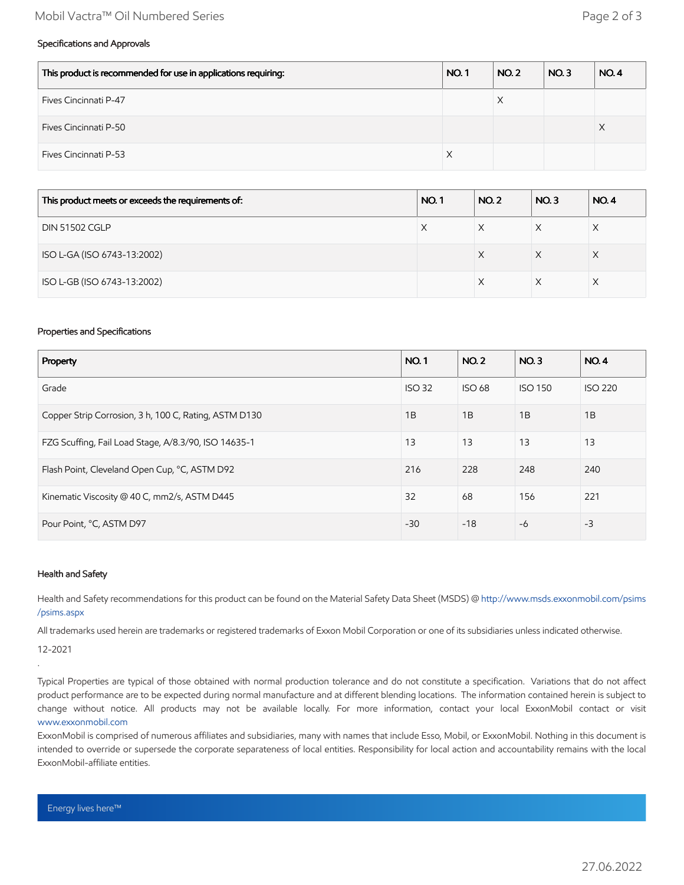### Specifications and Approvals

| This product is recommended for use in applications requiring: | NO. 1 | NO. 2 | NO. 3 | NO. 4 |
|---|---|---|---|---|
| Fives Cincinnati P-47 | | X | | |
| Fives Cincinnati P-50 | | | | X |
| Fives Cincinnati P-53 | X | | | |

| This product meets or exceeds the requirements of: | NO. 1 | NO. 2 | NO. 3 | NO. 4 |
|---|---|---|---|---|
| DIN 51502 CGLP | X | X | X | X |
| ISO L-GA (ISO 6743-13:2002) | | X | X | X |
| ISO L-GB (ISO 6743-13:2002) | | X | X | X |

### Properties and Specifications

| Property | NO. 1 | NO. 2 | NO. 3 | NO. 4 |
|---|---|---|---|---|
| Grade | ISO 32 | ISO 68 | ISO 150 | ISO 220 |
| Copper Strip Corrosion, 3 h, 100 C, Rating, ASTM D130 | 1B | 1B | 1B | 1B |
| FZG Scuffing, Fail Load Stage, A/8.3/90, ISO 14635-1 | 13 | 13 | 13 | 13 |
| Flash Point, Cleveland Open Cup, °C, ASTM D92 | 216 | 228 | 248 | 240 |
| Kinematic Viscosity @ 40 C, mm2/s, ASTM D445 | 32 | 68 | 156 | 221 |
| Pour Point, °C, ASTM D97 | -30 | -18 | -6 | -3 |

### Health and Safety

Health and Safety recommendations for this product can be found on the Material Safety Data Sheet (MSDS) @ http://www.msds.exxonmobil.com/psims/psims.aspx

All trademarks used herein are trademarks or registered trademarks of Exxon Mobil Corporation or one of its subsidiaries unless indicated otherwise.

12-2021

.

Typical Properties are typical of those obtained with normal production tolerance and do not constitute a specification. Variations that do not affect product performance are to be expected during normal manufacture and at different blending locations. The information contained herein is subject to change without notice. All products may not be available locally. For more information, contact your local ExxonMobil contact or visit www.exxonmobil.com

ExxonMobil is comprised of numerous affiliates and subsidiaries, many with names that include Esso, Mobil, or ExxonMobil. Nothing in this document is intended to override or supersede the corporate separateness of local entities. Responsibility for local action and accountability remains with the local ExxonMobil-affiliate entities.

Energy lives here™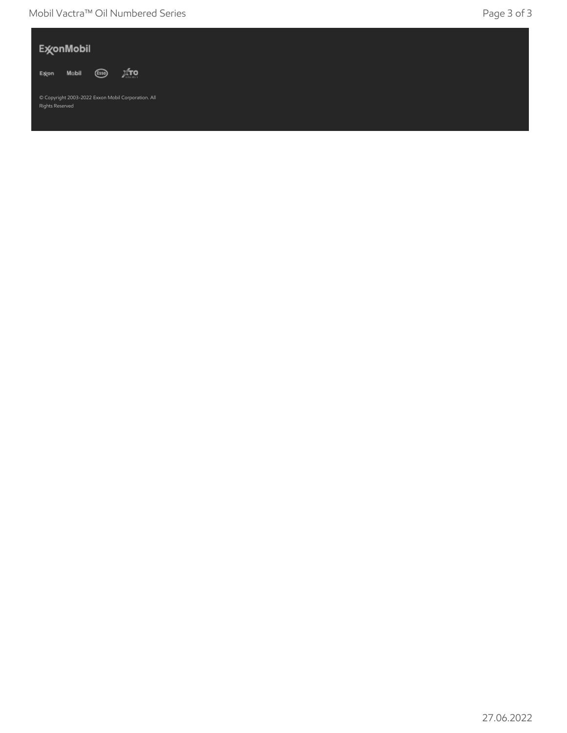ExxonMobil

Exxon Mobil Esso XTO

© Copyright 2003-2022 Exxon Mobil Corporation. All Rights Reserved